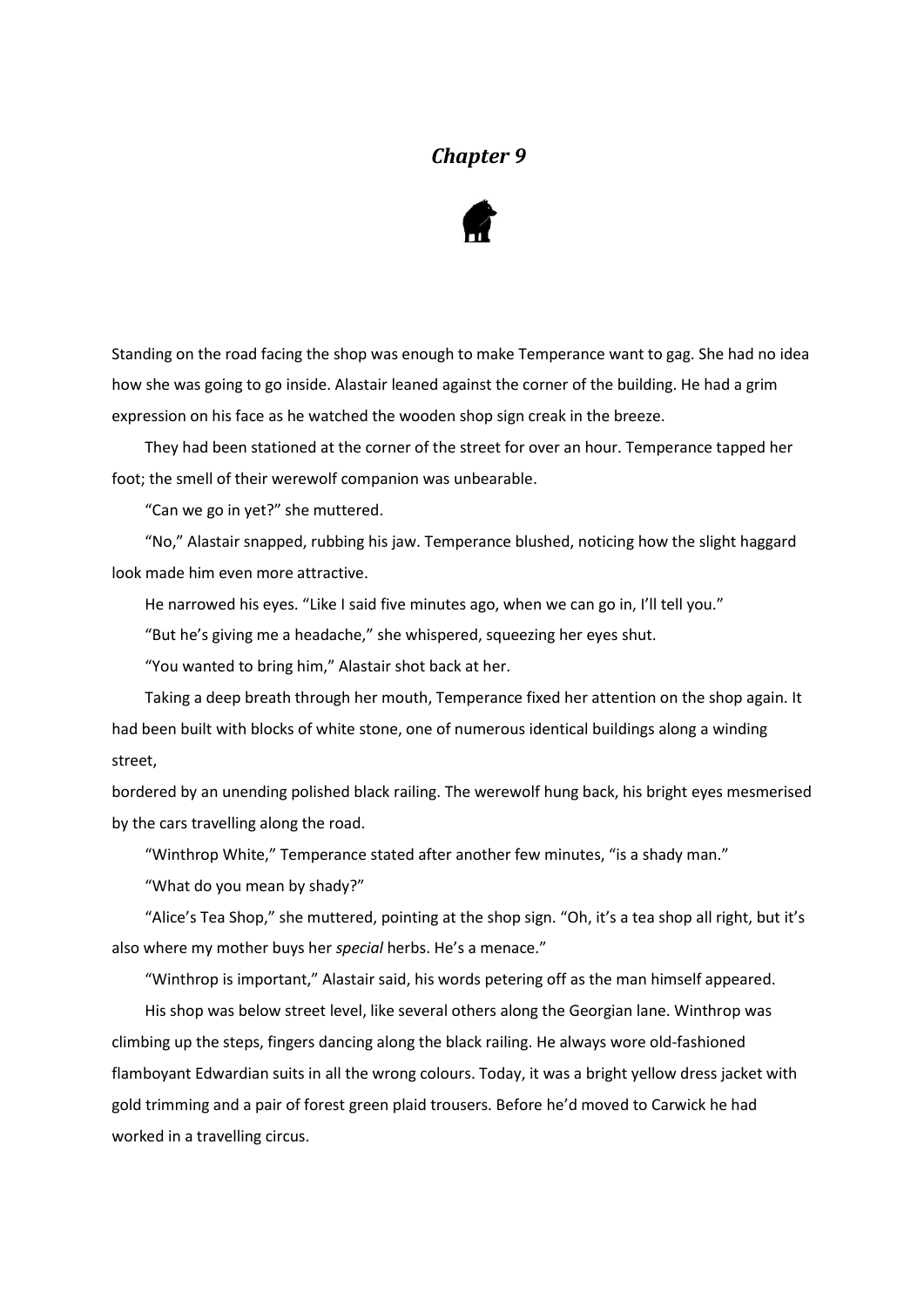# *Chapter 9*

Standing on the road facing the shop was enough to make Temperance want to gag. She had no idea how she was going to go inside. Alastair leaned against the corner of the building. He had a grim expression on his face as he watched the wooden shop sign creak in the breeze.

They had been stationed at the corner of the street for over an hour. Temperance tapped her foot; the smell of their werewolf companion was unbearable.

"Can we go in yet?" she muttered.

"No," Alastair snapped, rubbing his jaw. Temperance blushed, noticing how the slight haggard look made him even more attractive.

He narrowed his eyes. "Like I said five minutes ago, when we can go in, I'll tell you."

"But he's giving me a headache," she whispered, squeezing her eyes shut.

"You wanted to bring him," Alastair shot back at her.

Taking a deep breath through her mouth, Temperance fixed her attention on the shop again. It had been built with blocks of white stone, one of numerous identical buildings along a winding street,

bordered by an unending polished black railing. The werewolf hung back, his bright eyes mesmerised by the cars travelling along the road.

"Winthrop White," Temperance stated after another few minutes, "is a shady man."

"What do you mean by shady?"

"Alice's Tea Shop," she muttered, pointing at the shop sign. "Oh, it's a tea shop all right, but it's also where my mother buys her *special* herbs. He's a menace."

"Winthrop is important," Alastair said, his words petering off as the man himself appeared.

His shop was below street level, like several others along the Georgian lane. Winthrop was climbing up the steps, fingers dancing along the black railing. He always wore old-fashioned flamboyant Edwardian suits in all the wrong colours. Today, it was a bright yellow dress jacket with gold trimming and a pair of forest green plaid trousers. Before he'd moved to Carwick he had worked in a travelling circus.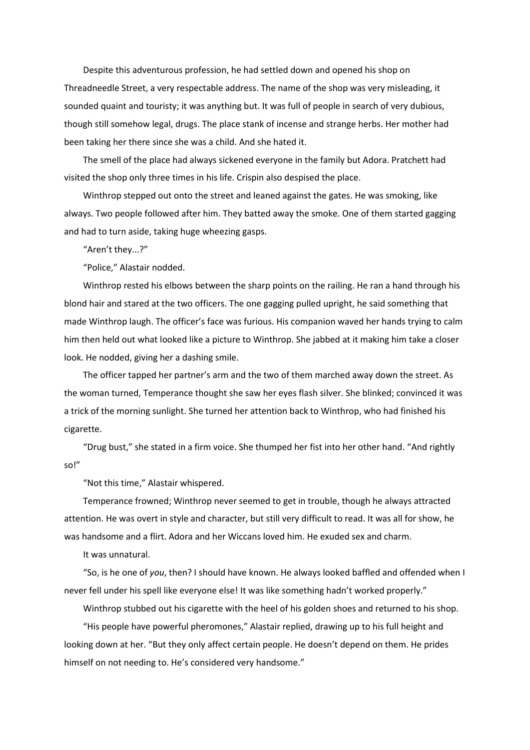Despite this adventurous profession, he had settled down and opened his shop on Threadneedle Street, a very respectable address. The name of the shop was very misleading, it sounded quaint and touristy; it was anything but. It was full of people in search of very dubious, though still somehow legal, drugs. The place stank of incense and strange herbs. Her mother had been taking her there since she was a child. And she hated it.

The smell of the place had always sickened everyone in the family but Adora. Pratchett had visited the shop only three times in his life. Crispin also despised the place.

Winthrop stepped out onto the street and leaned against the gates. He was smoking, like always. Two people followed after him. They batted away the smoke. One of them started gagging and had to turn aside, taking huge wheezing gasps.

"Aren't they...?"

"Police," Alastair nodded.

Winthrop rested his elbows between the sharp points on the railing. He ran a hand through his blond hair and stared at the two officers. The one gagging pulled upright, he said something that made Winthrop laugh. The officer's face was furious. His companion waved her hands trying to calm him then held out what looked like a picture to Winthrop. She jabbed at it making him take a closer look. He nodded, giving her a dashing smile.

The officer tapped her partner's arm and the two of them marched away down the street. As the woman turned, Temperance thought she saw her eyes flash silver. She blinked; convinced it was a trick of the morning sunlight. She turned her attention back to Winthrop, who had finished his cigarette.

"Drug bust," she stated in a firm voice. She thumped her fist into her other hand. "And rightly so!"

"Not this time," Alastair whispered.

Temperance frowned; Winthrop never seemed to get in trouble, though he always attracted attention. He was overt in style and character, but still very difficult to read. It was all for show, he was handsome and a flirt. Adora and her Wiccans loved him. He exuded sex and charm.

It was unnatural.

"So, is he one of *you*, then? I should have known. He always looked baffled and offended when I never fell under his spell like everyone else! It was like something hadn't worked properly."

Winthrop stubbed out his cigarette with the heel of his golden shoes and returned to his shop.

"His people have powerful pheromones," Alastair replied, drawing up to his full height and looking down at her. "But they only affect certain people. He doesn't depend on them. He prides himself on not needing to. He's considered very handsome."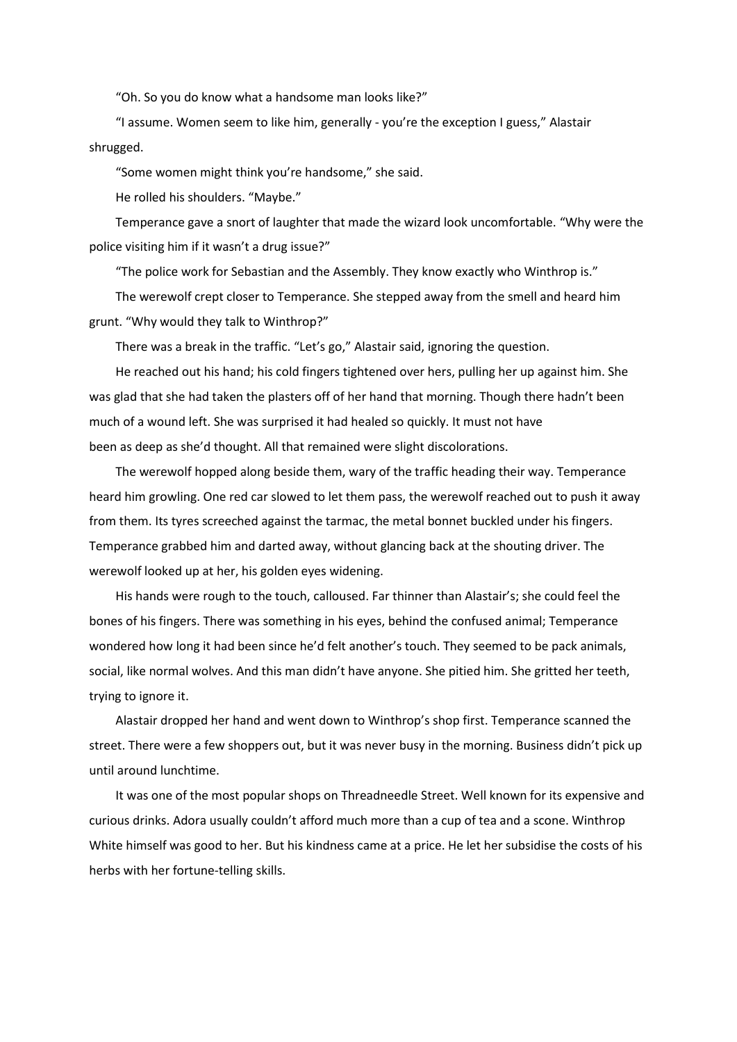"Oh. So you do know what a handsome man looks like?"

"I assume. Women seem to like him, generally - you're the exception I guess," Alastair shrugged.

"Some women might think you're handsome," she said.

He rolled his shoulders. "Maybe."

Temperance gave a snort of laughter that made the wizard look uncomfortable. "Why were the police visiting him if it wasn't a drug issue?"

"The police work for Sebastian and the Assembly. They know exactly who Winthrop is."

The werewolf crept closer to Temperance. She stepped away from the smell and heard him grunt. "Why would they talk to Winthrop?"

There was a break in the traffic. "Let's go," Alastair said, ignoring the question.

He reached out his hand; his cold fingers tightened over hers, pulling her up against him. She was glad that she had taken the plasters off of her hand that morning. Though there hadn't been much of a wound left. She was surprised it had healed so quickly. It must not have been as deep as she'd thought. All that remained were slight discolorations.

The werewolf hopped along beside them, wary of the traffic heading their way. Temperance heard him growling. One red car slowed to let them pass, the werewolf reached out to push it away from them. Its tyres screeched against the tarmac, the metal bonnet buckled under his fingers. Temperance grabbed him and darted away, without glancing back at the shouting driver. The werewolf looked up at her, his golden eyes widening.

His hands were rough to the touch, calloused. Far thinner than Alastair's; she could feel the bones of his fingers. There was something in his eyes, behind the confused animal; Temperance wondered how long it had been since he'd felt another's touch. They seemed to be pack animals, social, like normal wolves. And this man didn't have anyone. She pitied him. She gritted her teeth, trying to ignore it.

Alastair dropped her hand and went down to Winthrop's shop first. Temperance scanned the street. There were a few shoppers out, but it was never busy in the morning. Business didn't pick up until around lunchtime.

It was one of the most popular shops on Threadneedle Street. Well known for its expensive and curious drinks. Adora usually couldn't afford much more than a cup of tea and a scone. Winthrop White himself was good to her. But his kindness came at a price. He let her subsidise the costs of his herbs with her fortune-telling skills.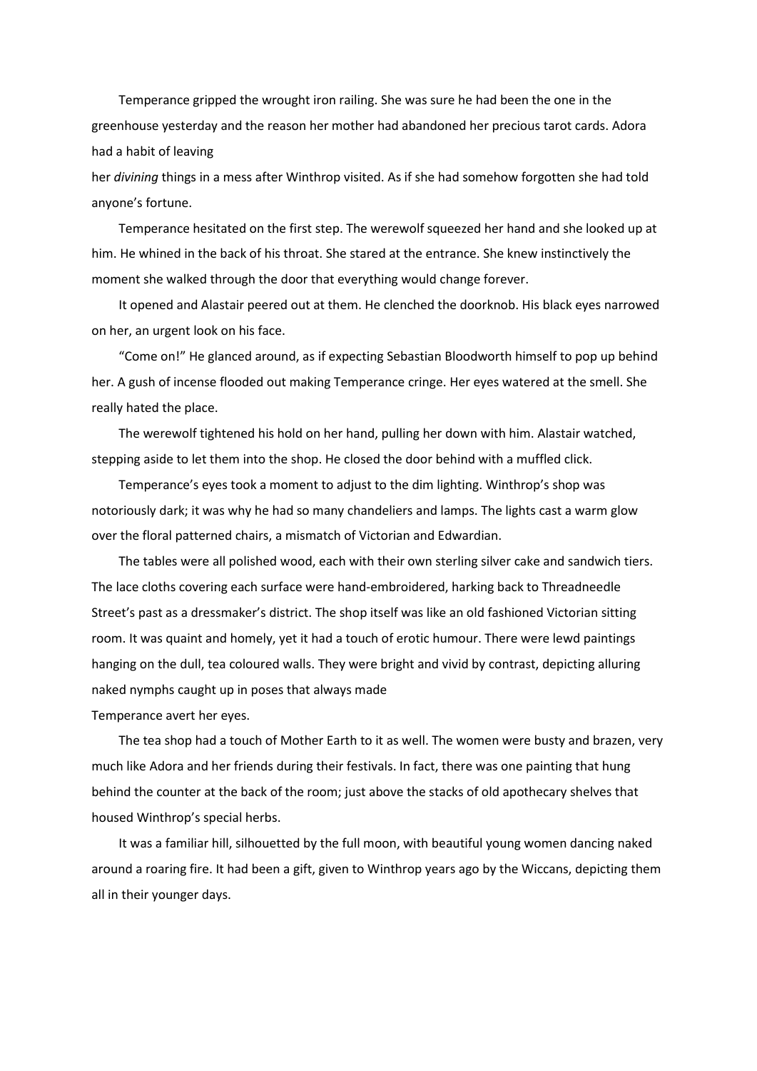Temperance gripped the wrought iron railing. She was sure he had been the one in the greenhouse yesterday and the reason her mother had abandoned her precious tarot cards. Adora had a habit of leaving her *divining* things in a mess after Winthrop visited. As if she had somehow forgotten she had told anyone's fortune.

Temperance hesitated on the first step. The werewolf squeezed her hand and she looked up at him. He whined in the back of his throat. She stared at the entrance. She knew instinctively the moment she walked through the door that everything would change forever.

It opened and Alastair peered out at them. He clenched the doorknob. His black eyes narrowed on her, an urgent look on his face.

"Come on!" He glanced around, as if expecting Sebastian Bloodworth himself to pop up behind her. A gush of incense flooded out making Temperance cringe. Her eyes watered at the smell. She really hated the place.

The werewolf tightened his hold on her hand, pulling her down with him. Alastair watched, stepping aside to let them into the shop. He closed the door behind with a muffled click.

Temperance's eyes took a moment to adjust to the dim lighting. Winthrop's shop was notoriously dark; it was why he had so many chandeliers and lamps. The lights cast a warm glow over the floral patterned chairs, a mismatch of Victorian and Edwardian.

The tables were all polished wood, each with their own sterling silver cake and sandwich tiers. The lace cloths covering each surface were hand-embroidered, harking back to Threadneedle Street's past as a dressmaker's district. The shop itself was like an old fashioned Victorian sitting room. It was quaint and homely, yet it had a touch of erotic humour. There were lewd paintings hanging on the dull, tea coloured walls. They were bright and vivid by contrast, depicting alluring naked nymphs caught up in poses that always made Temperance avert her eyes.

The tea shop had a touch of Mother Earth to it as well. The women were busty and brazen, very much like Adora and her friends during their festivals. In fact, there was one painting that hung behind the counter at the back of the room; just above the stacks of old apothecary shelves that housed Winthrop's special herbs.

It was a familiar hill, silhouetted by the full moon, with beautiful young women dancing naked around a roaring fire. It had been a gift, given to Winthrop years ago by the Wiccans, depicting them all in their younger days.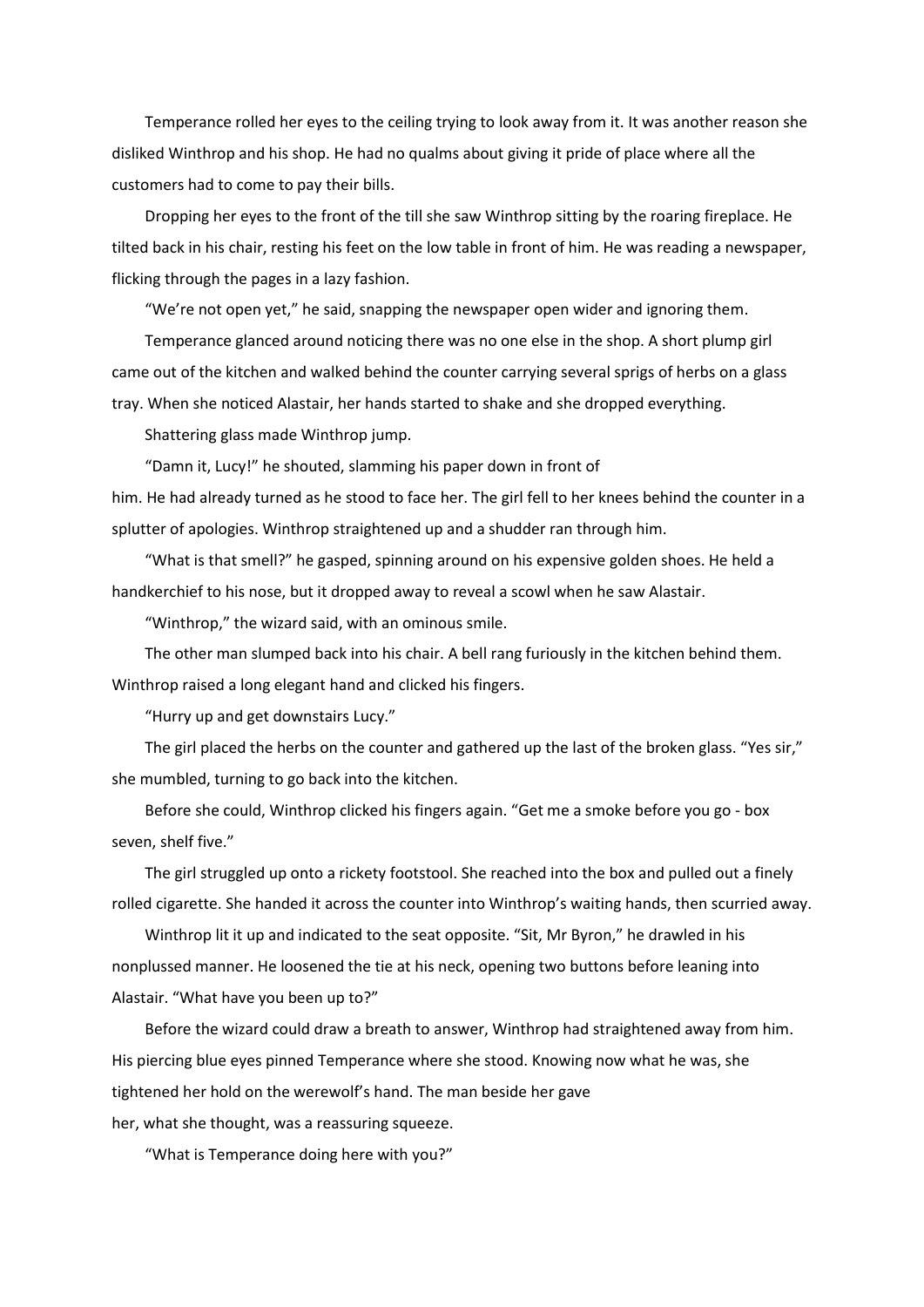Temperance rolled her eyes to the ceiling trying to look away from it. It was another reason she disliked Winthrop and his shop. He had no qualms about giving it pride of place where all the customers had to come to pay their bills.

Dropping her eyes to the front of the till she saw Winthrop sitting by the roaring fireplace. He tilted back in his chair, resting his feet on the low table in front of him. He was reading a newspaper, flicking through the pages in a lazy fashion.

"We're not open yet," he said, snapping the newspaper open wider and ignoring them.

Temperance glanced around noticing there was no one else in the shop. A short plump girl came out of the kitchen and walked behind the counter carrying several sprigs of herbs on a glass tray. When she noticed Alastair, her hands started to shake and she dropped everything.

Shattering glass made Winthrop jump.

"Damn it, Lucy!" he shouted, slamming his paper down in front of him. He had already turned as he stood to face her. The girl fell to her knees behind the counter in a splutter of apologies. Winthrop straightened up and a shudder ran through him.

"What is that smell?" he gasped, spinning around on his expensive golden shoes. He held a handkerchief to his nose, but it dropped away to reveal a scowl when he saw Alastair.

"Winthrop," the wizard said, with an ominous smile.

The other man slumped back into his chair. A bell rang furiously in the kitchen behind them. Winthrop raised a long elegant hand and clicked his fingers.

"Hurry up and get downstairs Lucy."

The girl placed the herbs on the counter and gathered up the last of the broken glass. "Yes sir," she mumbled, turning to go back into the kitchen.

Before she could, Winthrop clicked his fingers again. "Get me a smoke before you go - box seven, shelf five."

The girl struggled up onto a rickety footstool. She reached into the box and pulled out a finely rolled cigarette. She handed it across the counter into Winthrop's waiting hands, then scurried away.

Winthrop lit it up and indicated to the seat opposite. "Sit, Mr Byron," he drawled in his nonplussed manner. He loosened the tie at his neck, opening two buttons before leaning into Alastair. "What have you been up to?"

Before the wizard could draw a breath to answer, Winthrop had straightened away from him. His piercing blue eyes pinned Temperance where she stood. Knowing now what he was, she tightened her hold on the werewolf's hand. The man beside her gave her, what she thought, was a reassuring squeeze.

"What is Temperance doing here with you?"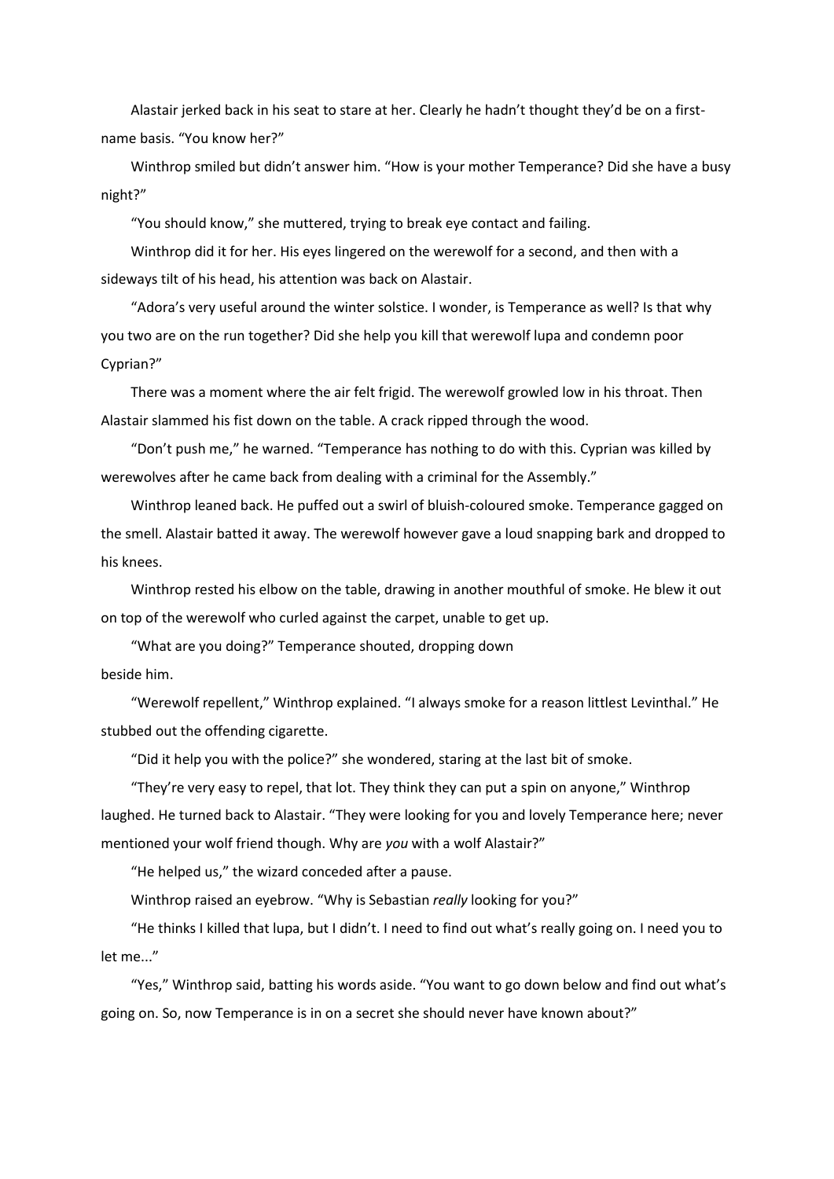Alastair jerked back in his seat to stare at her. Clearly he hadn't thought they'd be on a first-name basis. "You know her?"

Winthrop smiled but didn't answer him. "How is your mother Temperance? Did she have a busy night?"

"You should know," she muttered, trying to break eye contact and failing.

Winthrop did it for her. His eyes lingered on the werewolf for a second, and then with a sideways tilt of his head, his attention was back on Alastair.

"Adora's very useful around the winter solstice. I wonder, is Temperance as well? Is that why you two are on the run together? Did she help you kill that werewolf lupa and condemn poor Cyprian?"

There was a moment where the air felt frigid. The werewolf growled low in his throat. Then Alastair slammed his fist down on the table. A crack ripped through the wood.

"Don't push me," he warned. "Temperance has nothing to do with this. Cyprian was killed by werewolves after he came back from dealing with a criminal for the Assembly."

Winthrop leaned back. He puffed out a swirl of bluish-coloured smoke. Temperance gagged on the smell. Alastair batted it away. The werewolf however gave a loud snapping bark and dropped to his knees.

Winthrop rested his elbow on the table, drawing in another mouthful of smoke. He blew it out on top of the werewolf who curled against the carpet, unable to get up.

"What are you doing?" Temperance shouted, dropping down beside him.

"Werewolf repellent," Winthrop explained. "I always smoke for a reason littlest Levinthal." He stubbed out the offending cigarette.

"Did it help you with the police?" she wondered, staring at the last bit of smoke.

"They're very easy to repel, that lot. They think they can put a spin on anyone," Winthrop laughed. He turned back to Alastair. "They were looking for you and lovely Temperance here; never mentioned your wolf friend though. Why are *you* with a wolf Alastair?"

"He helped us," the wizard conceded after a pause.

Winthrop raised an eyebrow. "Why is Sebastian *really* looking for you?"

"He thinks I killed that lupa, but I didn't. I need to find out what's really going on. I need you to let me..."

"Yes," Winthrop said, batting his words aside. "You want to go down below and find out what's going on. So, now Temperance is in on a secret she should never have known about?"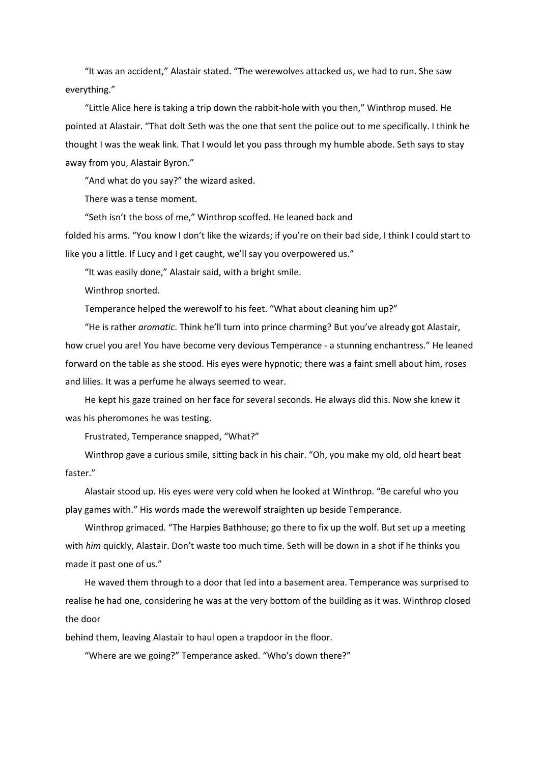"It was an accident," Alastair stated. "The werewolves attacked us, we had to run. She saw everything."

"Little Alice here is taking a trip down the rabbit-hole with you then," Winthrop mused. He pointed at Alastair. "That dolt Seth was the one that sent the police out to me specifically. I think he thought I was the weak link. That I would let you pass through my humble abode. Seth says to stay away from you, Alastair Byron."

"And what do you say?" the wizard asked.

There was a tense moment.

"Seth isn't the boss of me," Winthrop scoffed. He leaned back and folded his arms. "You know I don't like the wizards; if you're on their bad side, I think I could start to like you a little. If Lucy and I get caught, we'll say you overpowered us."

"It was easily done," Alastair said, with a bright smile.

Winthrop snorted.

Temperance helped the werewolf to his feet. "What about cleaning him up?"

"He is rather *aromatic*. Think he'll turn into prince charming? But you've already got Alastair, how cruel you are! You have become very devious Temperance - a stunning enchantress." He leaned forward on the table as she stood. His eyes were hypnotic; there was a faint smell about him, roses and lilies. It was a perfume he always seemed to wear.

He kept his gaze trained on her face for several seconds. He always did this. Now she knew it was his pheromones he was testing.

Frustrated, Temperance snapped, "What?"

Winthrop gave a curious smile, sitting back in his chair. "Oh, you make my old, old heart beat faster."

Alastair stood up. His eyes were very cold when he looked at Winthrop. "Be careful who you play games with." His words made the werewolf straighten up beside Temperance.

Winthrop grimaced. "The Harpies Bathhouse; go there to fix up the wolf. But set up a meeting with *him* quickly, Alastair. Don't waste too much time. Seth will be down in a shot if he thinks you made it past one of us."

He waved them through to a door that led into a basement area. Temperance was surprised to realise he had one, considering he was at the very bottom of the building as it was. Winthrop closed the door behind them, leaving Alastair to haul open a trapdoor in the floor.

"Where are we going?" Temperance asked. "Who's down there?"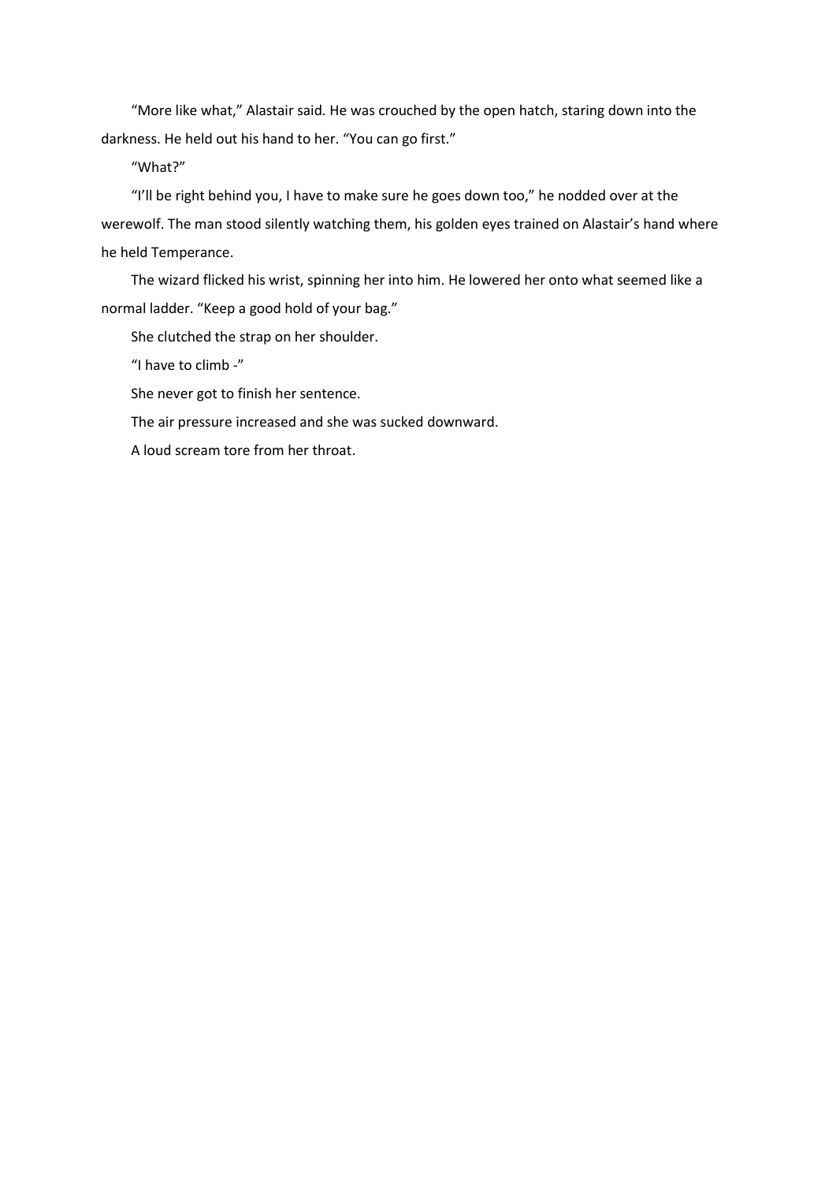“More like what,” Alastair said. He was crouched by the open hatch, staring down into the darkness. He held out his hand to her. “You can go first.”

“What?”

“I’ll be right behind you, I have to make sure he goes down too,” he nodded over at the werewolf. The man stood silently watching them, his golden eyes trained on Alastair’s hand where he held Temperance.

The wizard flicked his wrist, spinning her into him. He lowered her onto what seemed like a normal ladder. “Keep a good hold of your bag.”

She clutched the strap on her shoulder.

“I have to climb -”

She never got to finish her sentence.

The air pressure increased and she was sucked downward.

A loud scream tore from her throat.